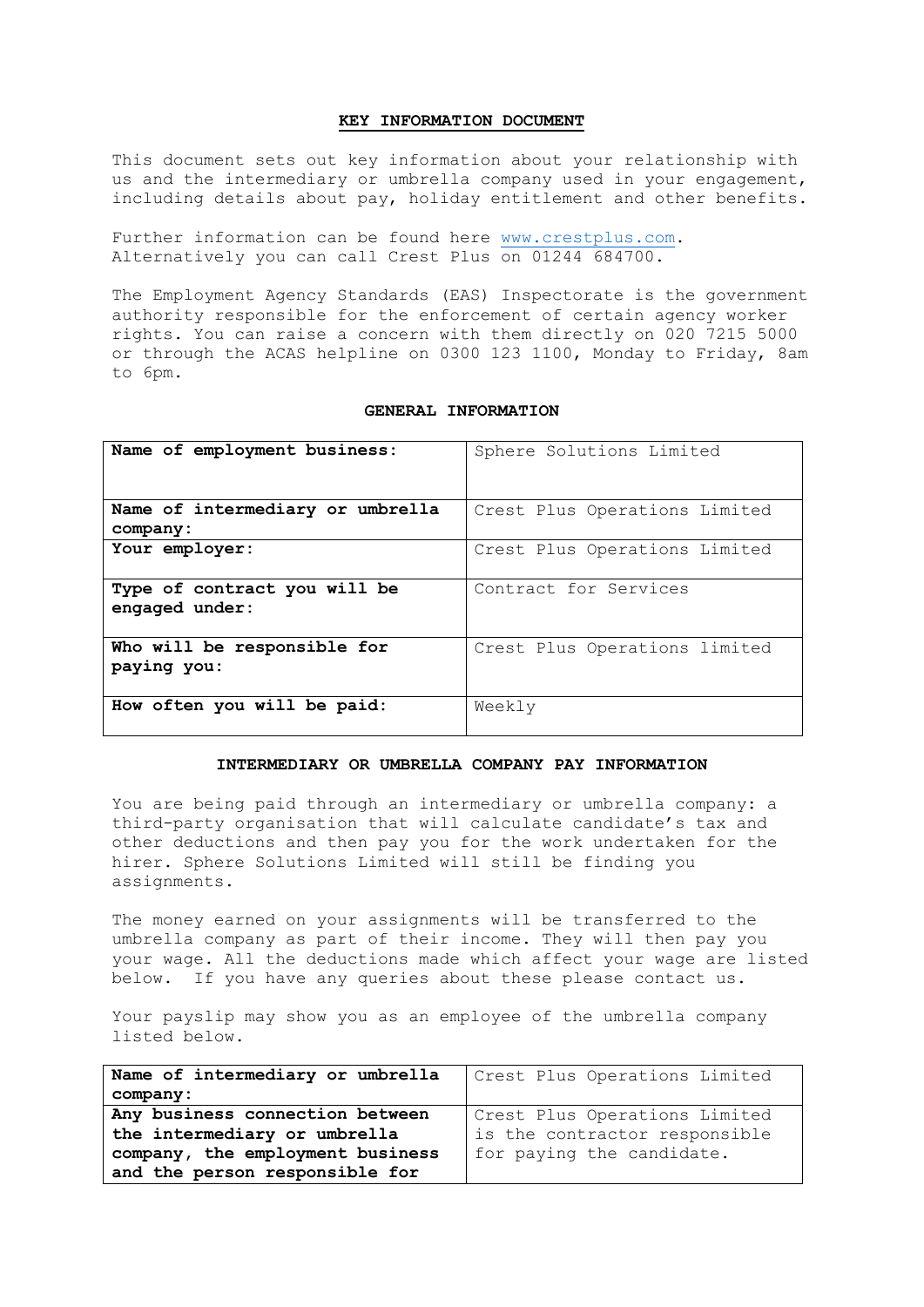# KEY INFORMATION DOCUMENT

This document sets out key information about your relationship with us and the intermediary or umbrella company used in your engagement, including details about pay, holiday entitlement and other benefits.

Further information can be found here www.crestplus.com. Alternatively you can call Crest Plus on 01244 684700.

The Employment Agency Standards (EAS) Inspectorate is the government authority responsible for the enforcement of certain agency worker rights. You can raise a concern with them directly on 020 7215 5000 or through the ACAS helpline on 0300 123 1100, Monday to Friday, 8am to 6pm.

## GENERAL INFORMATION

| | |
|---|---|
| **Name of employment business:** | Sphere Solutions Limited |
| **Name of intermediary or umbrella company:** | Crest Plus Operations Limited |
| **Your employer:** | Crest Plus Operations Limited |
| **Type of contract you will be engaged under:** | Contract for Services |
| **Who will be responsible for paying you:** | Crest Plus Operations limited |
| **How often you will be paid:** | Weekly |

## INTERMEDIARY OR UMBRELLA COMPANY PAY INFORMATION

You are being paid through an intermediary or umbrella company: a third-party organisation that will calculate candidate's tax and other deductions and then pay you for the work undertaken for the hirer. Sphere Solutions Limited will still be finding you assignments.

The money earned on your assignments will be transferred to the umbrella company as part of their income. They will then pay you your wage. All the deductions made which affect your wage are listed below. If you have any queries about these please contact us.

Your payslip may show you as an employee of the umbrella company listed below.

| | |
|---|---|
| **Name of intermediary or umbrella company:** | Crest Plus Operations Limited |
| **Any business connection between the intermediary or umbrella company, the employment business and the person responsible for** | Crest Plus Operations Limited is the contractor responsible for paying the candidate. |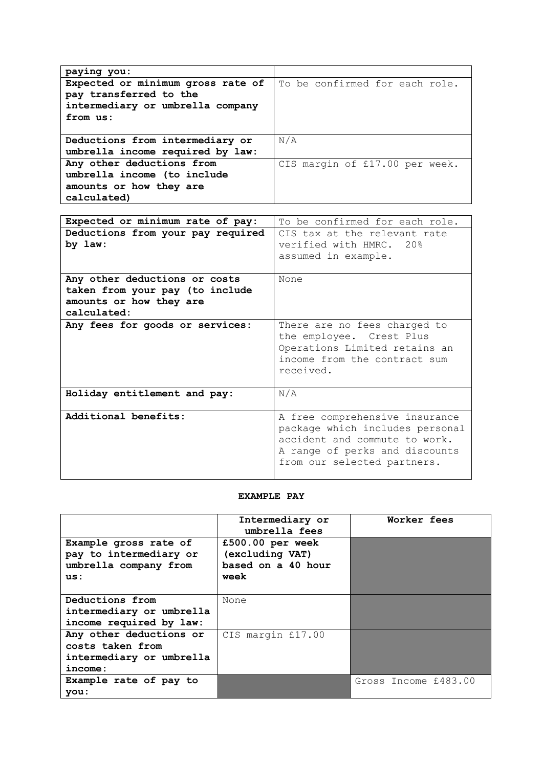| paying you: | |
|---|---|
| **Expected or minimum gross rate of pay transferred to the intermediary or umbrella company from us:** | To be confirmed for each role. |
| **Deductions from intermediary or umbrella income required by law:** | N/A |
| **Any other deductions from umbrella income (to include amounts or how they are calculated)** | CIS margin of £17.00 per week. |

| **Expected or minimum rate of pay:** | To be confirmed for each role. |
|---|---|
| **Deductions from your pay required by law:** | CIS tax at the relevant rate verified with HMRC. 20% assumed in example. |
| **Any other deductions or costs taken from your pay (to include amounts or how they are calculated:** | None |
| **Any fees for goods or services:** | There are no fees charged to the employee. Crest Plus Operations Limited retains an income from the contract sum received. |
| **Holiday entitlement and pay:** | N/A |
| **Additional benefits:** | A free comprehensive insurance package which includes personal accident and commute to work. A range of perks and discounts from our selected partners. |

**EXAMPLE PAY**

| | Intermediary or umbrella fees | Worker fees |
|---|---|---|
| **Example gross rate of pay to intermediary or umbrella company from us:** | **£500.00 per week (excluding VAT) based on a 40 hour week** | |
| **Deductions from intermediary or umbrella income required by law:** | None | |
| **Any other deductions or costs taken from intermediary or umbrella income:** | CIS margin £17.00 | |
| **Example rate of pay to you:** | | Gross Income £483.00 |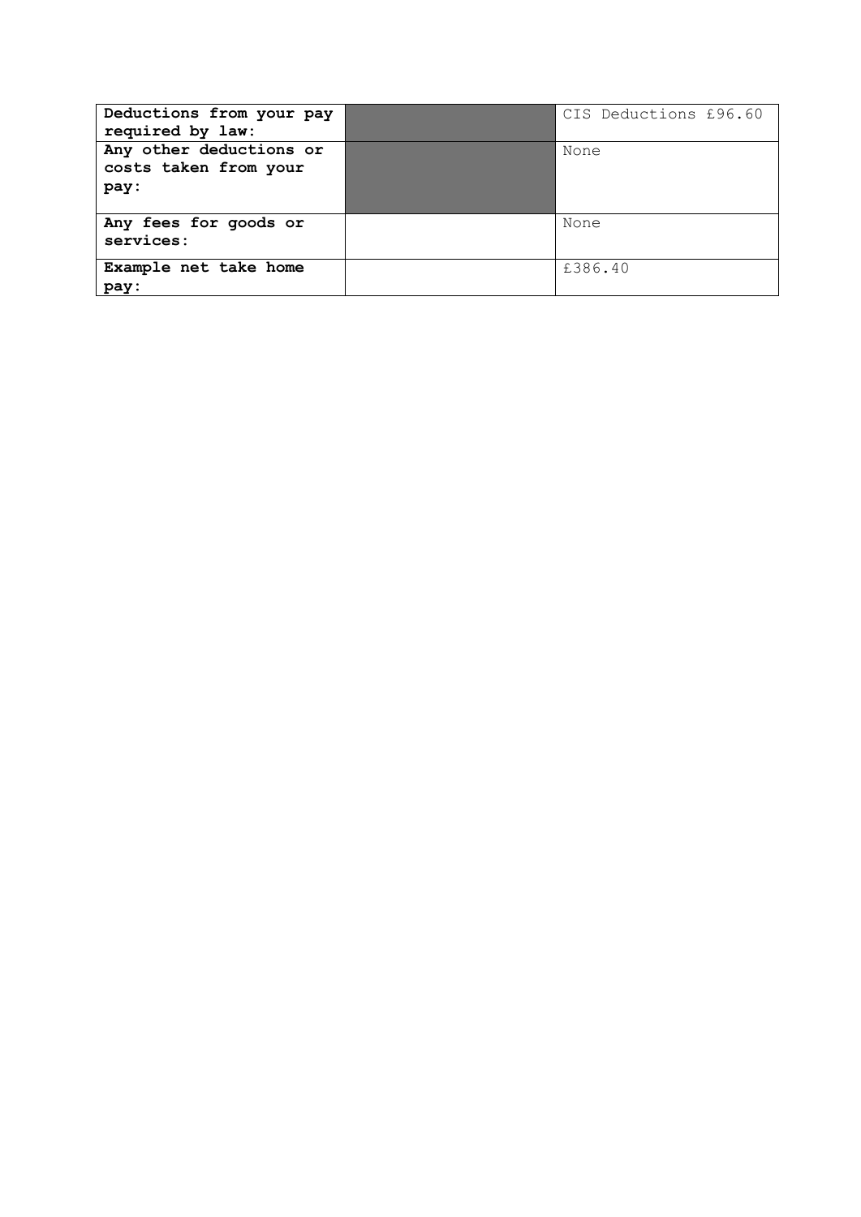| | | |
|---|---|---|
| **Deductions from your pay required by law:** | | CIS Deductions £96.60 |
| **Any other deductions or costs taken from your pay:** | | None |
| **Any fees for goods or services:** | | None |
| **Example net take home pay:** | | £386.40 |